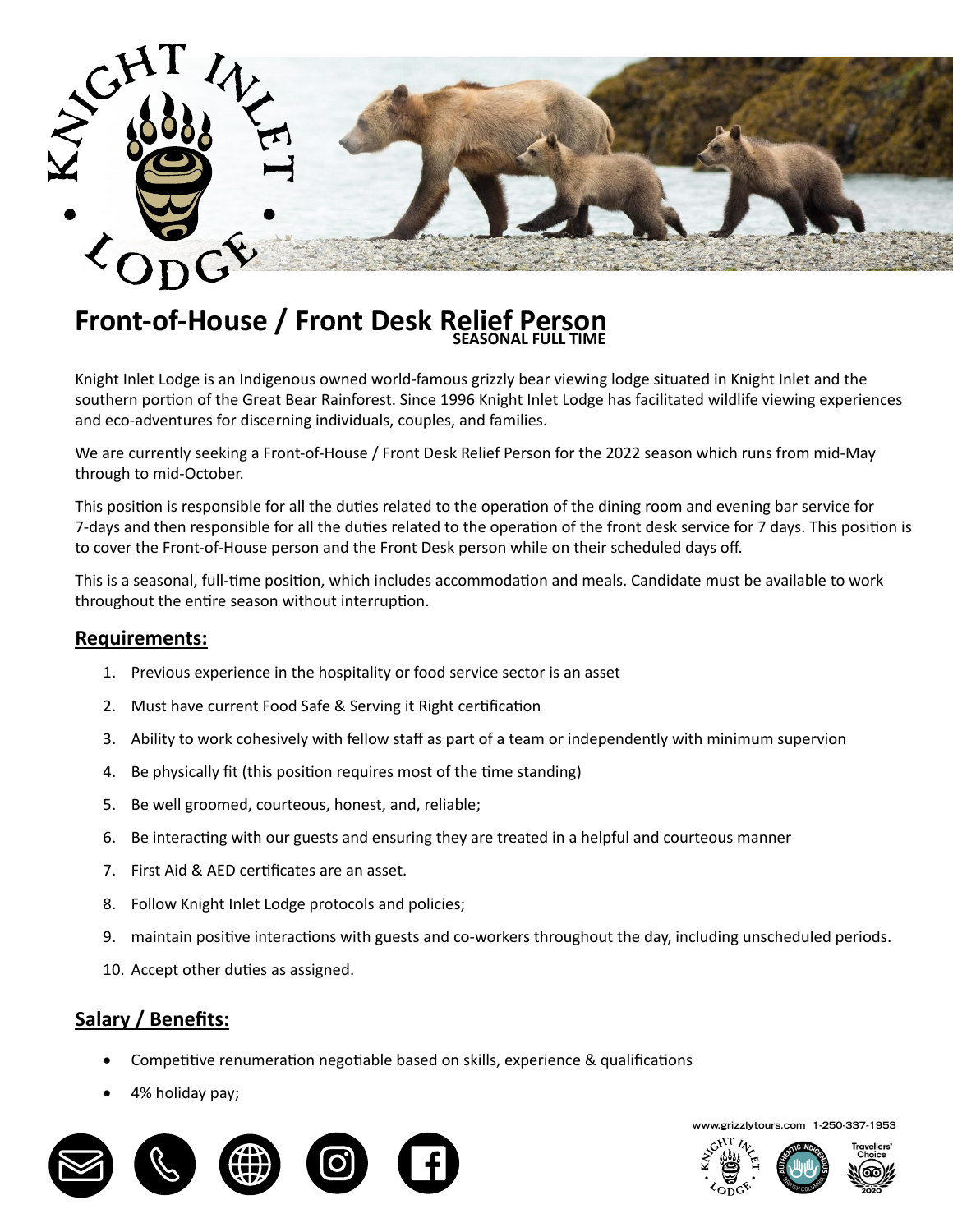# Front-of-House / Front Desk Relief Person

**SEASONAL FULL TIME**

Knight Inlet Lodge is an Indigenous owned world-famous grizzly bear viewing lodge situated in Knight Inlet and the southern portion of the Great Bear Rainforest. Since 1996 Knight Inlet Lodge has facilitated wildlife viewing experiences and eco-adventures for discerning individuals, couples, and families.

We are currently seeking a Front-of-House / Front Desk Relief Person for the 2022 season which runs from mid-May through to mid-October.

This position is responsible for all the duties related to the operation of the dining room and evening bar service for 7-days and then responsible for all the duties related to the operation of the front desk service for 7 days. This position is to cover the Front-of-House person and the Front Desk person while on their scheduled days off.

This is a seasonal, full-time position, which includes accommodation and meals. Candidate must be available to work throughout the entire season without interruption.

## Requirements:

1. Previous experience in the hospitality or food service sector is an asset
2. Must have current Food Safe & Serving it Right certification
3. Ability to work cohesively with fellow staff as part of a team or independently with minimum supervion
4. Be physically fit (this position requires most of the time standing)
5. Be well groomed, courteous, honest, and, reliable;
6. Be interacting with our guests and ensuring they are treated in a helpful and courteous manner
7. First Aid & AED certificates are an asset.
8. Follow Knight Inlet Lodge protocols and policies;
9. maintain positive interactions with guests and co-workers throughout the day, including unscheduled periods.
10. Accept other duties as assigned.

## Salary / Benefits:

- Competitive renumeration negotiable based on skills, experience & qualifications
- 4% holiday pay;

www.grizzlytours.com 1-250-337-1953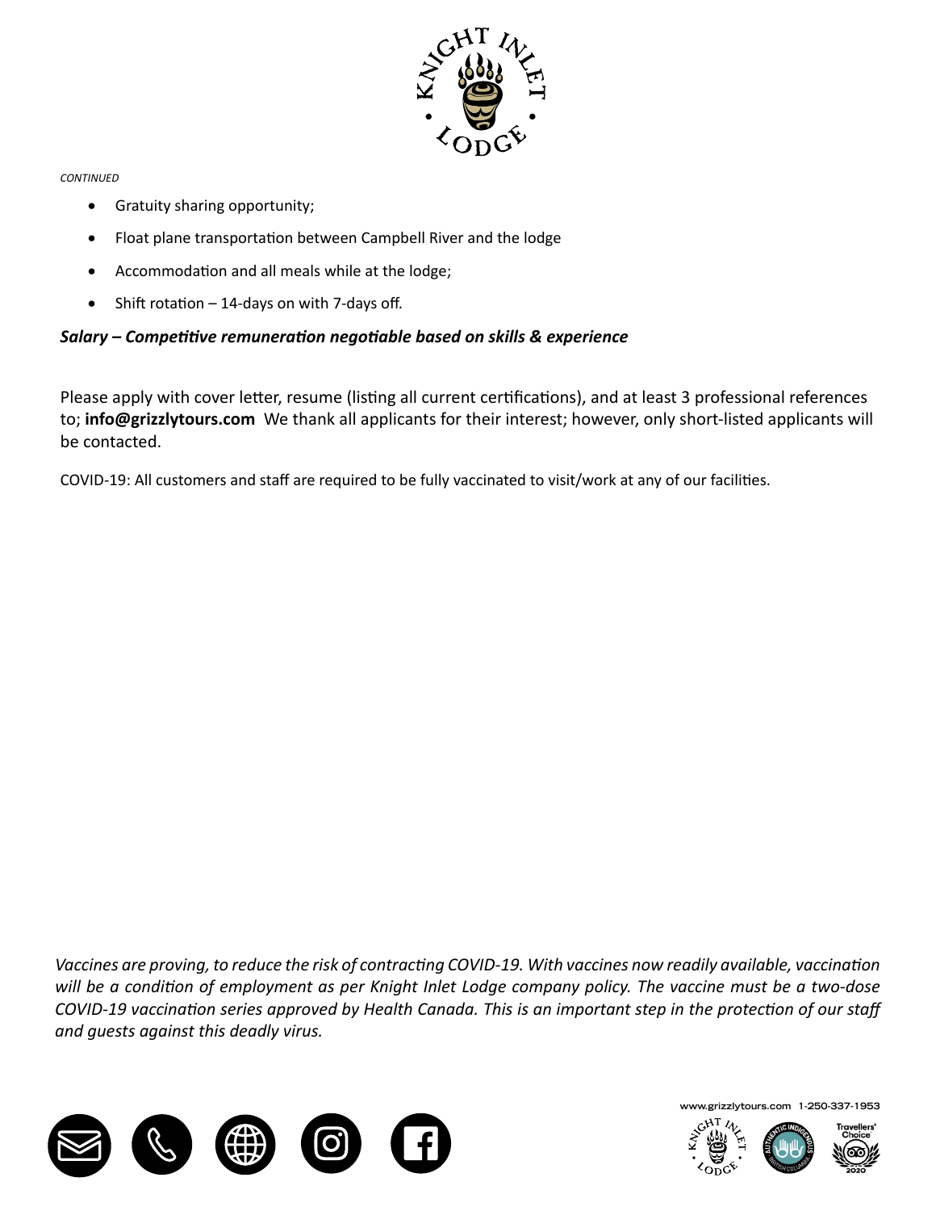*CONTINUED*

- Gratuity sharing opportunity;
- Float plane transportation between Campbell River and the lodge
- Accommodation and all meals while at the lodge;
- Shift rotation – 14-days on with 7-days off.

***Salary – Competitive remuneration negotiable based on skills & experience***

Please apply with cover letter, resume (listing all current certifications), and at least 3 professional references to; **info@grizzlytours.com** We thank all applicants for their interest; however, only short-listed applicants will be contacted.

COVID-19: All customers and staff are required to be fully vaccinated to visit/work at any of our facilities.

*Vaccines are proving, to reduce the risk of contracting COVID-19. With vaccines now readily available, vaccination will be a condition of employment as per Knight Inlet Lodge company policy. The vaccine must be a two-dose COVID-19 vaccination series approved by Health Canada. This is an important step in the protection of our staff and guests against this deadly virus.*

www.grizzlytours.com 1-250-337-1953